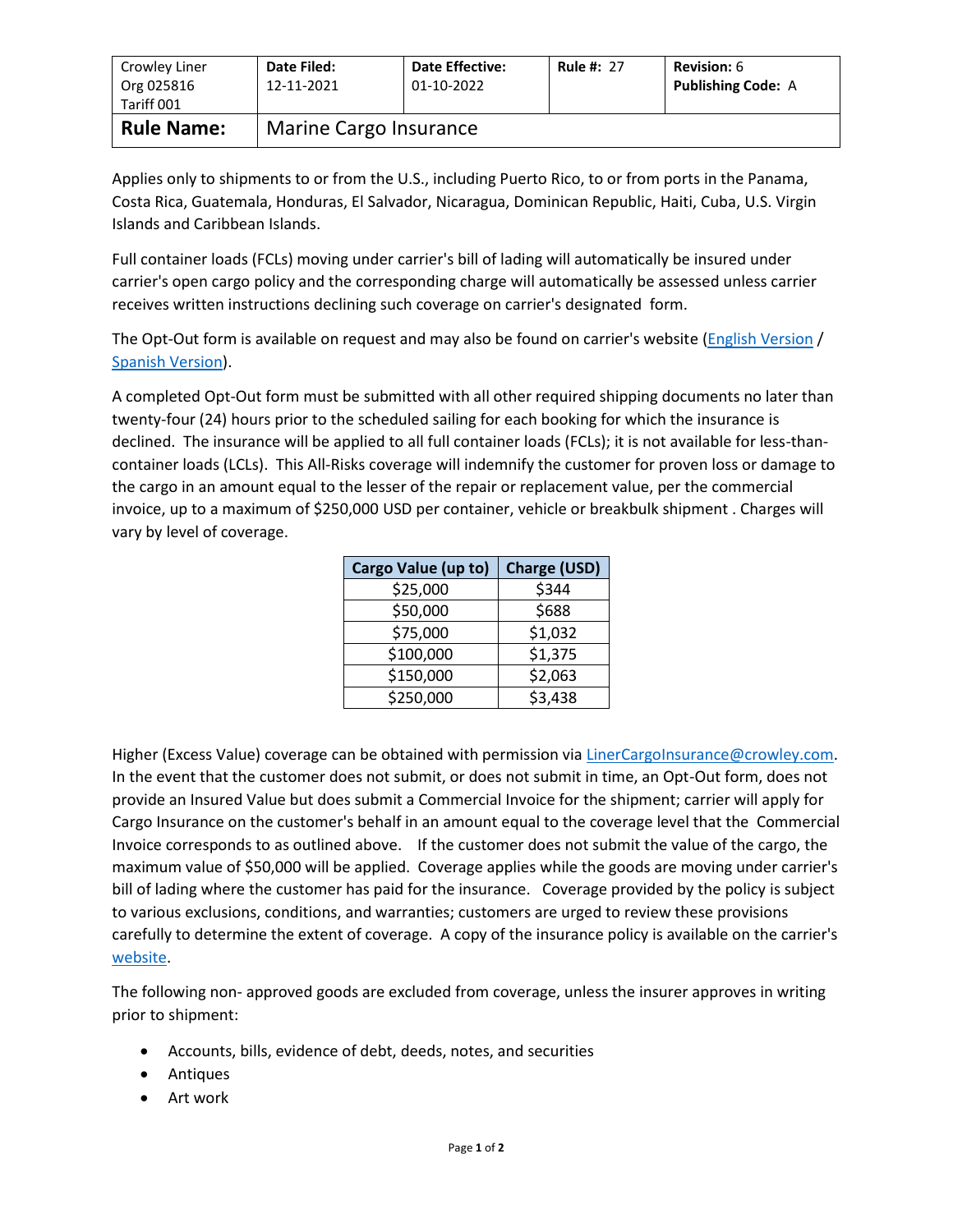| Crowley Liner Org 025816 Tariff 001 | **Date Filed:** 12-11-2021 | **Date Effective:** 01-10-2022 | **Rule #:** 27 | **Revision:** 6 **Publishing Code:** A |
|---|---|---|---|---|
| **Rule Name:** | Marine Cargo Insurance | | | |

Applies only to shipments to or from the U.S., including Puerto Rico, to or from ports in the Panama, Costa Rica, Guatemala, Honduras, El Salvador, Nicaragua, Dominican Republic, Haiti, Cuba, U.S. Virgin Islands and Caribbean Islands.

Full container loads (FCLs) moving under carrier's bill of lading will automatically be insured under carrier's open cargo policy and the corresponding charge will automatically be assessed unless carrier receives written instructions declining such coverage on carrier's designated form.

The Opt-Out form is available on request and may also be found on carrier's website (English Version / Spanish Version).

A completed Opt-Out form must be submitted with all other required shipping documents no later than twenty-four (24) hours prior to the scheduled sailing for each booking for which the insurance is declined. The insurance will be applied to all full container loads (FCLs); it is not available for less-than-container loads (LCLs). This All-Risks coverage will indemnify the customer for proven loss or damage to the cargo in an amount equal to the lesser of the repair or replacement value, per the commercial invoice, up to a maximum of $250,000 USD per container, vehicle or breakbulk shipment . Charges will vary by level of coverage.

| Cargo Value (up to) | Charge (USD) |
|---|---|
| $25,000 | $344 |
| $50,000 | $688 |
| $75,000 | $1,032 |
| $100,000 | $1,375 |
| $150,000 | $2,063 |
| $250,000 | $3,438 |

Higher (Excess Value) coverage can be obtained with permission via LinerCargoInsurance@crowley.com. In the event that the customer does not submit, or does not submit in time, an Opt-Out form, does not provide an Insured Value but does submit a Commercial Invoice for the shipment; carrier will apply for Cargo Insurance on the customer's behalf in an amount equal to the coverage level that the Commercial Invoice corresponds to as outlined above. If the customer does not submit the value of the cargo, the maximum value of $50,000 will be applied. Coverage applies while the goods are moving under carrier's bill of lading where the customer has paid for the insurance. Coverage provided by the policy is subject to various exclusions, conditions, and warranties; customers are urged to review these provisions carefully to determine the extent of coverage. A copy of the insurance policy is available on the carrier's website.

The following non- approved goods are excluded from coverage, unless the insurer approves in writing prior to shipment:

- Accounts, bills, evidence of debt, deeds, notes, and securities
- Antiques
- Art work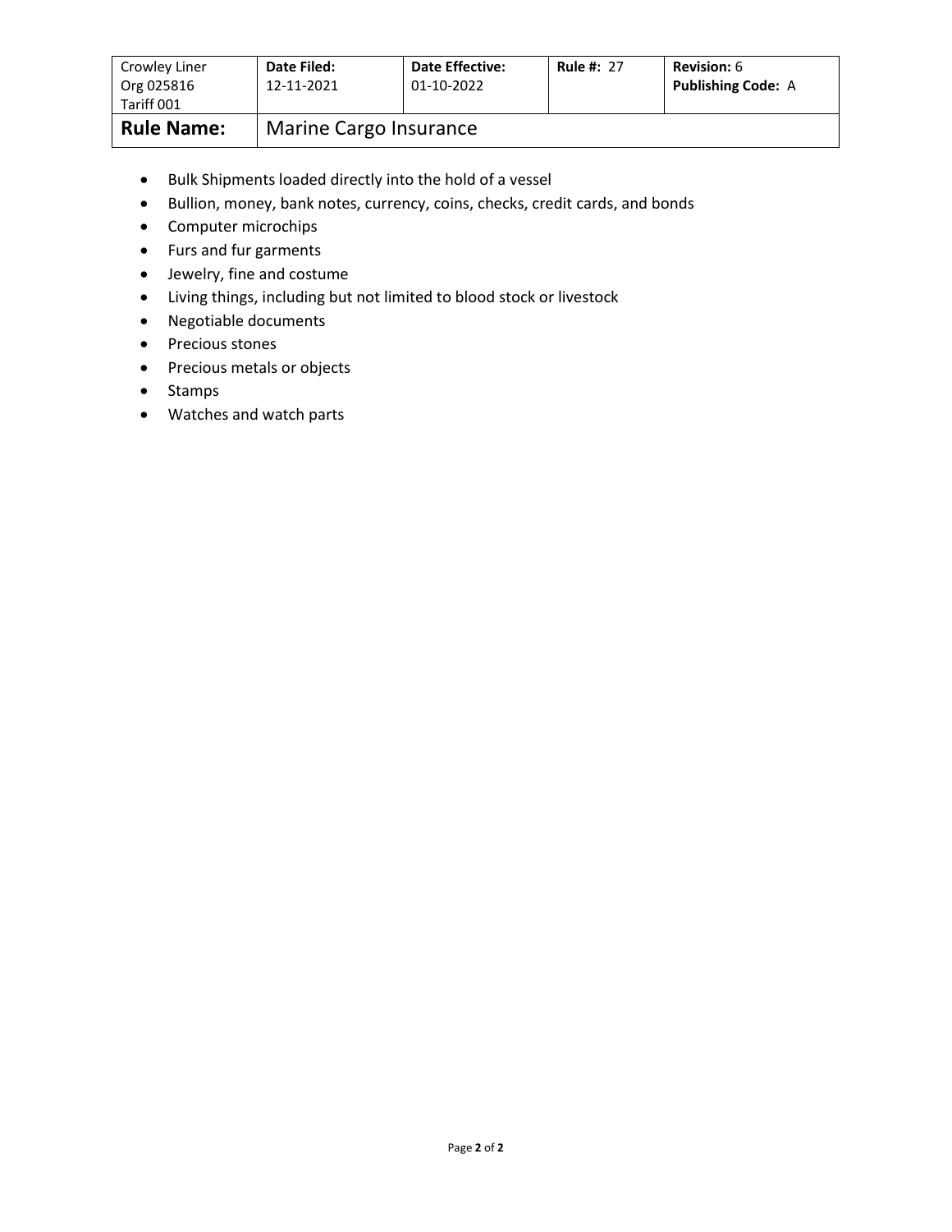- Bulk Shipments loaded directly into the hold of a vessel
- Bullion, money, bank notes, currency, coins, checks, credit cards, and bonds
- Computer microchips
- Furs and fur garments
- Jewelry, fine and costume
- Living things, including but not limited to blood stock or livestock
- Negotiable documents
- Precious stones
- Precious metals or objects
- Stamps
- Watches and watch parts